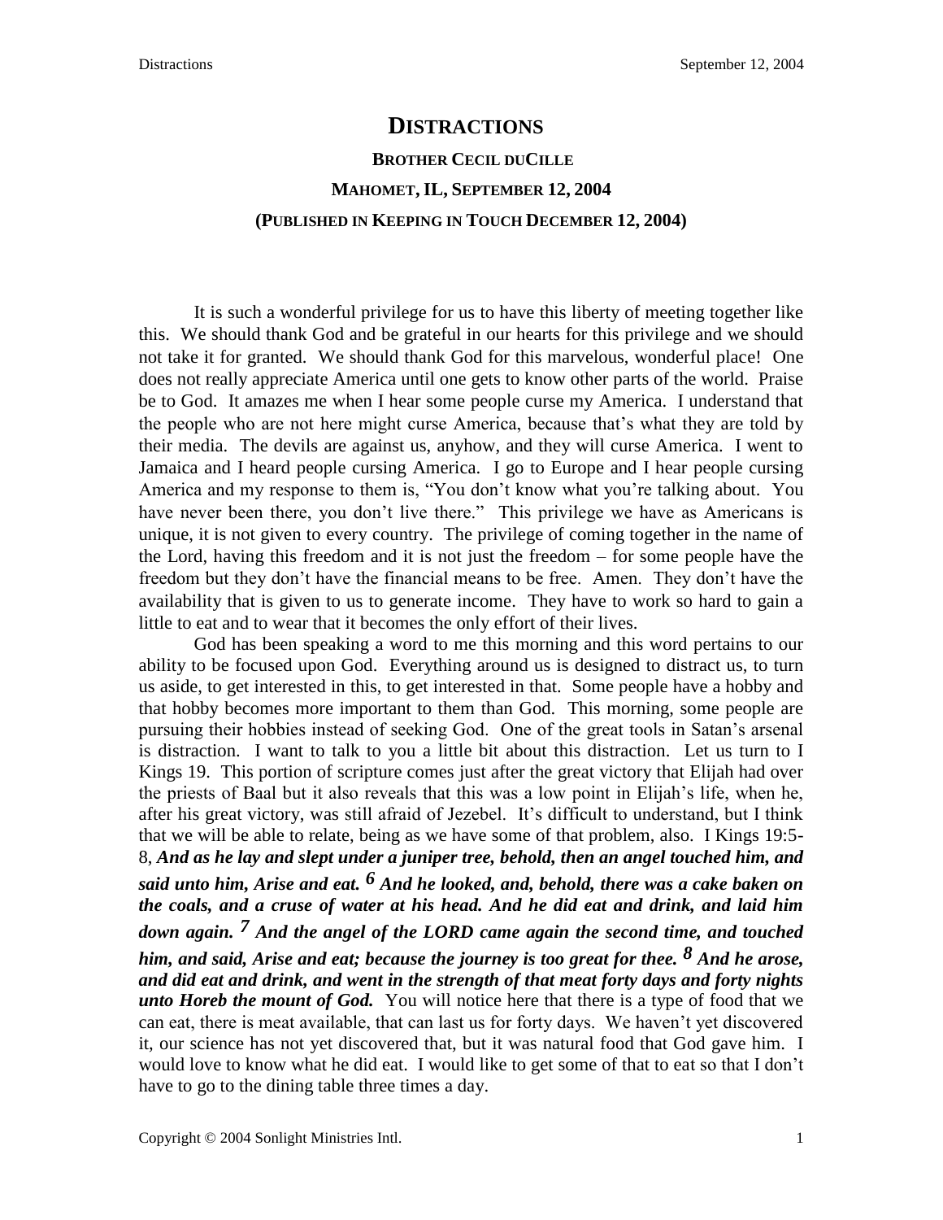# DISTRACTIONS

### BROTHER CECIL DUCILLE

### MAHOMET, IL, SEPTEMBER 12, 2004

### (PUBLISHED IN KEEPING IN TOUCH DECEMBER 12, 2004)

It is such a wonderful privilege for us to have this liberty of meeting together like this. We should thank God and be grateful in our hearts for this privilege and we should not take it for granted. We should thank God for this marvelous, wonderful place! One does not really appreciate America until one gets to know other parts of the world. Praise be to God. It amazes me when I hear some people curse my America. I understand that the people who are not here might curse America, because that's what they are told by their media. The devils are against us, anyhow, and they will curse America. I went to Jamaica and I heard people cursing America. I go to Europe and I hear people cursing America and my response to them is, "You don't know what you're talking about. You have never been there, you don't live there." This privilege we have as Americans is unique, it is not given to every country. The privilege of coming together in the name of the Lord, having this freedom and it is not just the freedom – for some people have the freedom but they don't have the financial means to be free. Amen. They don't have the availability that is given to us to generate income. They have to work so hard to gain a little to eat and to wear that it becomes the only effort of their lives.

God has been speaking a word to me this morning and this word pertains to our ability to be focused upon God. Everything around us is designed to distract us, to turn us aside, to get interested in this, to get interested in that. Some people have a hobby and that hobby becomes more important to them than God. This morning, some people are pursuing their hobbies instead of seeking God. One of the great tools in Satan's arsenal is distraction. I want to talk to you a little bit about this distraction. Let us turn to I Kings 19. This portion of scripture comes just after the great victory that Elijah had over the priests of Baal but it also reveals that this was a low point in Elijah's life, when he, after his great victory, was still afraid of Jezebel. It's difficult to understand, but I think that we will be able to relate, being as we have some of that problem, also. I Kings 19:5-8, ***And as he lay and slept under a juniper tree, behold, then an angel touched him, and said unto him, Arise and eat. 6 And he looked, and, behold, there was a cake baken on the coals, and a cruse of water at his head. And he did eat and drink, and laid him down again. 7 And the angel of the LORD came again the second time, and touched him, and said, Arise and eat; because the journey is too great for thee. 8 And he arose, and did eat and drink, and went in the strength of that meat forty days and forty nights unto Horeb the mount of God.*** You will notice here that there is a type of food that we can eat, there is meat available, that can last us for forty days. We haven't yet discovered it, our science has not yet discovered that, but it was natural food that God gave him. I would love to know what he did eat. I would like to get some of that to eat so that I don't have to go to the dining table three times a day.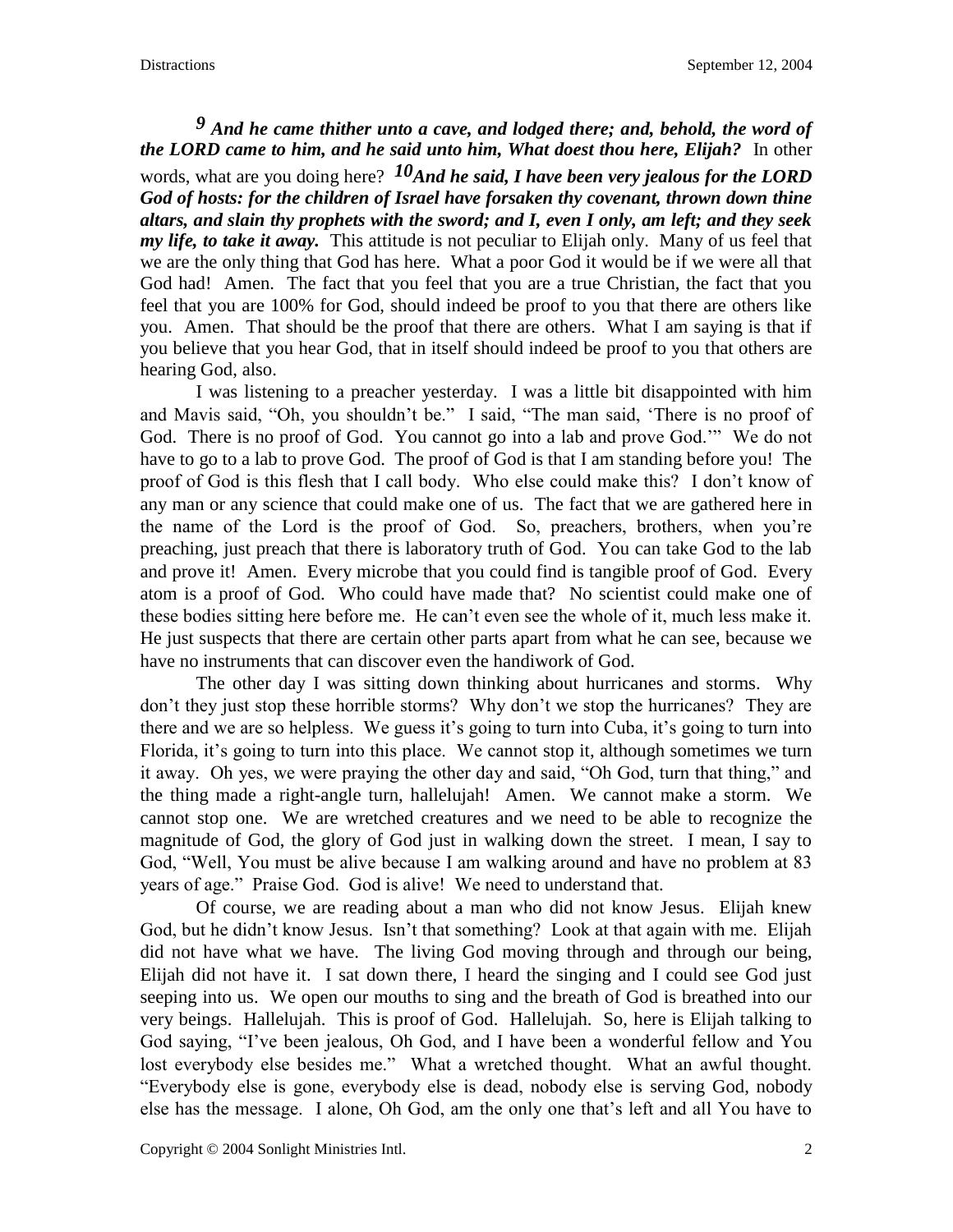***9 And he came thither unto a cave, and lodged there; and, behold, the word of the LORD came to him, and he said unto him, What doest thou here, Elijah?*** In other words, what are you doing here? ***10And he said, I have been very jealous for the LORD God of hosts: for the children of Israel have forsaken thy covenant, thrown down thine altars, and slain thy prophets with the sword; and I, even I only, am left; and they seek my life, to take it away.*** This attitude is not peculiar to Elijah only. Many of us feel that we are the only thing that God has here. What a poor God it would be if we were all that God had! Amen. The fact that you feel that you are a true Christian, the fact that you feel that you are 100% for God, should indeed be proof to you that there are others like you. Amen. That should be the proof that there are others. What I am saying is that if you believe that you hear God, that in itself should indeed be proof to you that others are hearing God, also.

I was listening to a preacher yesterday. I was a little bit disappointed with him and Mavis said, "Oh, you shouldn't be." I said, "The man said, 'There is no proof of God. There is no proof of God. You cannot go into a lab and prove God.'" We do not have to go to a lab to prove God. The proof of God is that I am standing before you! The proof of God is this flesh that I call body. Who else could make this? I don't know of any man or any science that could make one of us. The fact that we are gathered here in the name of the Lord is the proof of God. So, preachers, brothers, when you're preaching, just preach that there is laboratory truth of God. You can take God to the lab and prove it! Amen. Every microbe that you could find is tangible proof of God. Every atom is a proof of God. Who could have made that? No scientist could make one of these bodies sitting here before me. He can't even see the whole of it, much less make it. He just suspects that there are certain other parts apart from what he can see, because we have no instruments that can discover even the handiwork of God.

The other day I was sitting down thinking about hurricanes and storms. Why don't they just stop these horrible storms? Why don't we stop the hurricanes? They are there and we are so helpless. We guess it's going to turn into Cuba, it's going to turn into Florida, it's going to turn into this place. We cannot stop it, although sometimes we turn it away. Oh yes, we were praying the other day and said, "Oh God, turn that thing," and the thing made a right-angle turn, hallelujah! Amen. We cannot make a storm. We cannot stop one. We are wretched creatures and we need to be able to recognize the magnitude of God, the glory of God just in walking down the street. I mean, I say to God, "Well, You must be alive because I am walking around and have no problem at 83 years of age." Praise God. God is alive! We need to understand that.

Of course, we are reading about a man who did not know Jesus. Elijah knew God, but he didn't know Jesus. Isn't that something? Look at that again with me. Elijah did not have what we have. The living God moving through and through our being, Elijah did not have it. I sat down there, I heard the singing and I could see God just seeping into us. We open our mouths to sing and the breath of God is breathed into our very beings. Hallelujah. This is proof of God. Hallelujah. So, here is Elijah talking to God saying, "I've been jealous, Oh God, and I have been a wonderful fellow and You lost everybody else besides me." What a wretched thought. What an awful thought. "Everybody else is gone, everybody else is dead, nobody else is serving God, nobody else has the message. I alone, Oh God, am the only one that's left and all You have to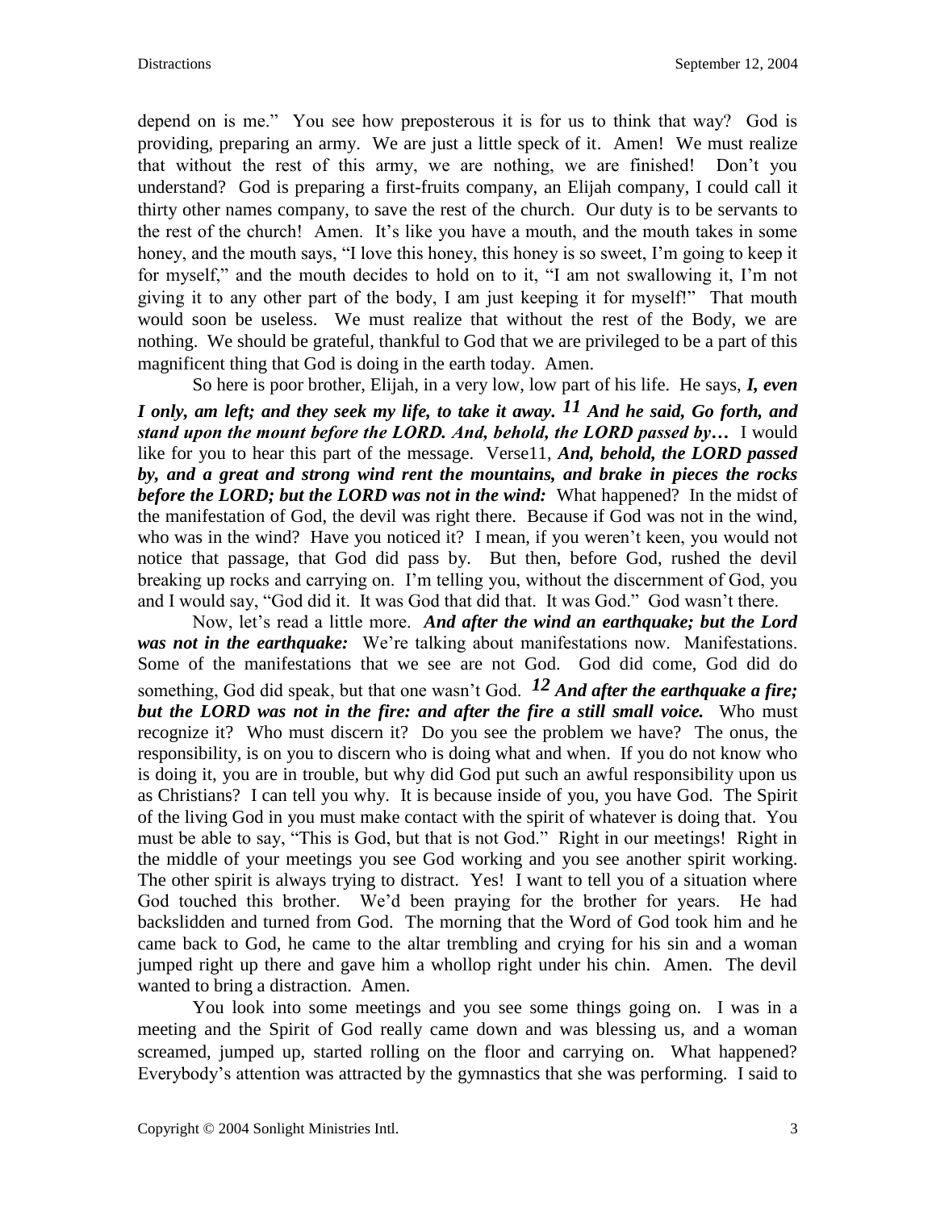depend on is me." You see how preposterous it is for us to think that way? God is providing, preparing an army. We are just a little speck of it. Amen! We must realize that without the rest of this army, we are nothing, we are finished! Don't you understand? God is preparing a first-fruits company, an Elijah company, I could call it thirty other names company, to save the rest of the church. Our duty is to be servants to the rest of the church! Amen. It's like you have a mouth, and the mouth takes in some honey, and the mouth says, "I love this honey, this honey is so sweet, I'm going to keep it for myself," and the mouth decides to hold on to it, "I am not swallowing it, I'm not giving it to any other part of the body, I am just keeping it for myself!" That mouth would soon be useless. We must realize that without the rest of the Body, we are nothing. We should be grateful, thankful to God that we are privileged to be a part of this magnificent thing that God is doing in the earth today. Amen.

So here is poor brother, Elijah, in a very low, low part of his life. He says, ***I, even I only, am left; and they seek my life, to take it away. 11 And he said, Go forth, and stand upon the mount before the LORD. And, behold, the LORD passed by…*** I would like for you to hear this part of the message. Verse11, ***And, behold, the LORD passed by, and a great and strong wind rent the mountains, and brake in pieces the rocks before the LORD; but the LORD was not in the wind:*** What happened? In the midst of the manifestation of God, the devil was right there. Because if God was not in the wind, who was in the wind? Have you noticed it? I mean, if you weren't keen, you would not notice that passage, that God did pass by. But then, before God, rushed the devil breaking up rocks and carrying on. I'm telling you, without the discernment of God, you and I would say, "God did it. It was God that did that. It was God." God wasn't there.

Now, let's read a little more. ***And after the wind an earthquake; but the Lord was not in the earthquake:*** We're talking about manifestations now. Manifestations. Some of the manifestations that we see are not God. God did come, God did do something, God did speak, but that one wasn't God. ***12 And after the earthquake a fire; but the LORD was not in the fire: and after the fire a still small voice.*** Who must recognize it? Who must discern it? Do you see the problem we have? The onus, the responsibility, is on you to discern who is doing what and when. If you do not know who is doing it, you are in trouble, but why did God put such an awful responsibility upon us as Christians? I can tell you why. It is because inside of you, you have God. The Spirit of the living God in you must make contact with the spirit of whatever is doing that. You must be able to say, "This is God, but that is not God." Right in our meetings! Right in the middle of your meetings you see God working and you see another spirit working. The other spirit is always trying to distract. Yes! I want to tell you of a situation where God touched this brother. We'd been praying for the brother for years. He had backslidden and turned from God. The morning that the Word of God took him and he came back to God, he came to the altar trembling and crying for his sin and a woman jumped right up there and gave him a whollop right under his chin. Amen. The devil wanted to bring a distraction. Amen.

You look into some meetings and you see some things going on. I was in a meeting and the Spirit of God really came down and was blessing us, and a woman screamed, jumped up, started rolling on the floor and carrying on. What happened? Everybody's attention was attracted by the gymnastics that she was performing. I said to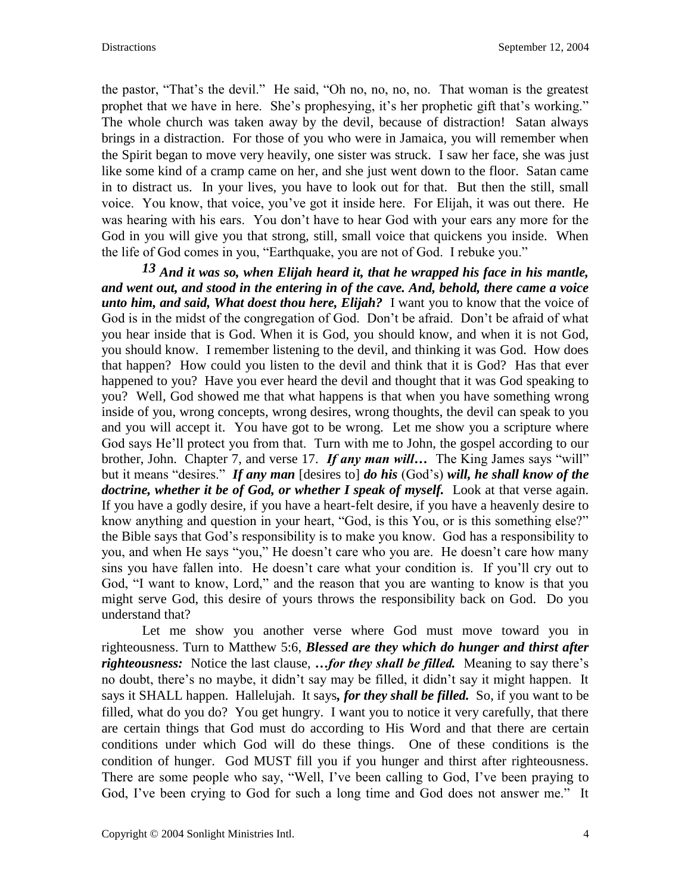the pastor, "That's the devil." He said, "Oh no, no, no, no. That woman is the greatest prophet that we have in here. She's prophesying, it's her prophetic gift that's working." The whole church was taken away by the devil, because of distraction! Satan always brings in a distraction. For those of you who were in Jamaica, you will remember when the Spirit began to move very heavily, one sister was struck. I saw her face, she was just like some kind of a cramp came on her, and she just went down to the floor. Satan came in to distract us. In your lives, you have to look out for that. But then the still, small voice. You know, that voice, you've got it inside here. For Elijah, it was out there. He was hearing with his ears. You don't have to hear God with your ears any more for the God in you will give you that strong, still, small voice that quickens you inside. When the life of God comes in you, "Earthquake, you are not of God. I rebuke you."

***13** **And it was so, when Elijah heard it, that he wrapped his face in his mantle, and went out, and stood in the entering in of the cave. And, behold, there came a voice unto him, and said, What doest thou here, Elijah?*** I want you to know that the voice of God is in the midst of the congregation of God. Don't be afraid. Don't be afraid of what you hear inside that is God. When it is God, you should know, and when it is not God, you should know. I remember listening to the devil, and thinking it was God. How does that happen? How could you listen to the devil and think that it is God? Has that ever happened to you? Have you ever heard the devil and thought that it was God speaking to you? Well, God showed me that what happens is that when you have something wrong inside of you, wrong concepts, wrong desires, wrong thoughts, the devil can speak to you and you will accept it. You have got to be wrong. Let me show you a scripture where God says He'll protect you from that. Turn with me to John, the gospel according to our brother, John. Chapter 7, and verse 17. ***If any man will…*** The King James says "will" but it means "desires." ***If any man*** [desires to] ***do his*** (God's) ***will, he shall know of the doctrine, whether it be of God, or whether I speak of myself.*** Look at that verse again. If you have a godly desire, if you have a heart-felt desire, if you have a heavenly desire to know anything and question in your heart, "God, is this You, or is this something else?" the Bible says that God's responsibility is to make you know. God has a responsibility to you, and when He says "you," He doesn't care who you are. He doesn't care how many sins you have fallen into. He doesn't care what your condition is. If you'll cry out to God, "I want to know, Lord," and the reason that you are wanting to know is that you might serve God, this desire of yours throws the responsibility back on God. Do you understand that?

Let me show you another verse where God must move toward you in righteousness. Turn to Matthew 5:6, ***Blessed are they which do hunger and thirst after righteousness:*** Notice the last clause, ***…for they shall be filled.*** Meaning to say there's no doubt, there's no maybe, it didn't say may be filled, it didn't say it might happen. It says it SHALL happen. Hallelujah. It says***, for they shall be filled.*** So, if you want to be filled, what do you do? You get hungry. I want you to notice it very carefully, that there are certain things that God must do according to His Word and that there are certain conditions under which God will do these things. One of these conditions is the condition of hunger. God MUST fill you if you hunger and thirst after righteousness. There are some people who say, "Well, I've been calling to God, I've been praying to God, I've been crying to God for such a long time and God does not answer me." It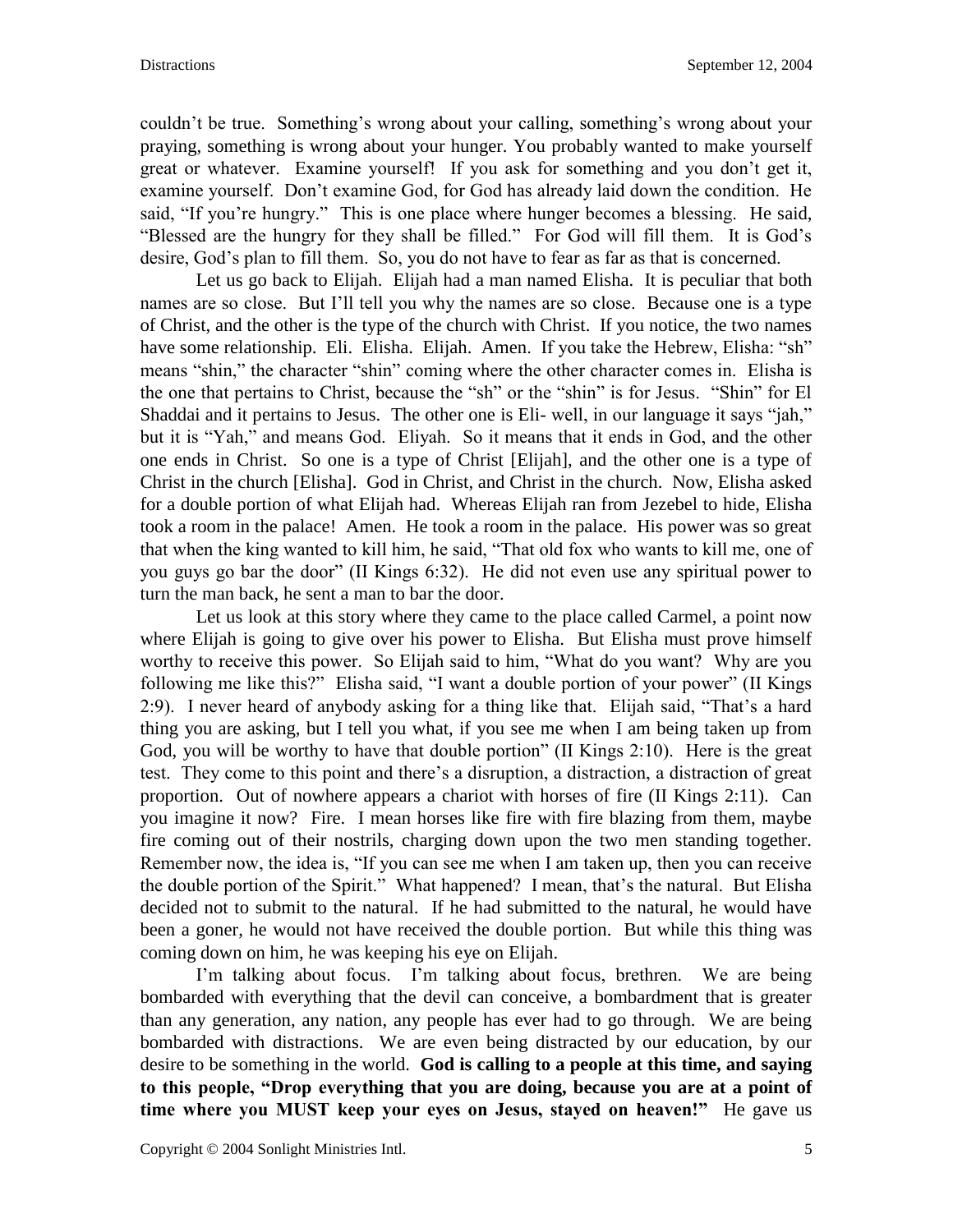couldn't be true. Something's wrong about your calling, something's wrong about your praying, something is wrong about your hunger. You probably wanted to make yourself great or whatever. Examine yourself! If you ask for something and you don't get it, examine yourself. Don't examine God, for God has already laid down the condition. He said, "If you're hungry." This is one place where hunger becomes a blessing. He said, "Blessed are the hungry for they shall be filled." For God will fill them. It is God's desire, God's plan to fill them. So, you do not have to fear as far as that is concerned.

Let us go back to Elijah. Elijah had a man named Elisha. It is peculiar that both names are so close. But I'll tell you why the names are so close. Because one is a type of Christ, and the other is the type of the church with Christ. If you notice, the two names have some relationship. Eli. Elisha. Elijah. Amen. If you take the Hebrew, Elisha: "sh" means "shin," the character "shin" coming where the other character comes in. Elisha is the one that pertains to Christ, because the "sh" or the "shin" is for Jesus. "Shin" for El Shaddai and it pertains to Jesus. The other one is Eli- well, in our language it says "jah," but it is "Yah," and means God. Eliyah. So it means that it ends in God, and the other one ends in Christ. So one is a type of Christ [Elijah], and the other one is a type of Christ in the church [Elisha]. God in Christ, and Christ in the church. Now, Elisha asked for a double portion of what Elijah had. Whereas Elijah ran from Jezebel to hide, Elisha took a room in the palace! Amen. He took a room in the palace. His power was so great that when the king wanted to kill him, he said, "That old fox who wants to kill me, one of you guys go bar the door" (II Kings 6:32). He did not even use any spiritual power to turn the man back, he sent a man to bar the door.

Let us look at this story where they came to the place called Carmel, a point now where Elijah is going to give over his power to Elisha. But Elisha must prove himself worthy to receive this power. So Elijah said to him, "What do you want? Why are you following me like this?" Elisha said, "I want a double portion of your power" (II Kings 2:9). I never heard of anybody asking for a thing like that. Elijah said, "That's a hard thing you are asking, but I tell you what, if you see me when I am being taken up from God, you will be worthy to have that double portion" (II Kings 2:10). Here is the great test. They come to this point and there's a disruption, a distraction, a distraction of great proportion. Out of nowhere appears a chariot with horses of fire (II Kings 2:11). Can you imagine it now? Fire. I mean horses like fire with fire blazing from them, maybe fire coming out of their nostrils, charging down upon the two men standing together. Remember now, the idea is, "If you can see me when I am taken up, then you can receive the double portion of the Spirit." What happened? I mean, that's the natural. But Elisha decided not to submit to the natural. If he had submitted to the natural, he would have been a goner, he would not have received the double portion. But while this thing was coming down on him, he was keeping his eye on Elijah.

I'm talking about focus. I'm talking about focus, brethren. We are being bombarded with everything that the devil can conceive, a bombardment that is greater than any generation, any nation, any people has ever had to go through. We are being bombarded with distractions. We are even being distracted by our education, by our desire to be something in the world. **God is calling to a people at this time, and saying to this people, "Drop everything that you are doing, because you are at a point of time where you MUST keep your eyes on Jesus, stayed on heaven!"** He gave us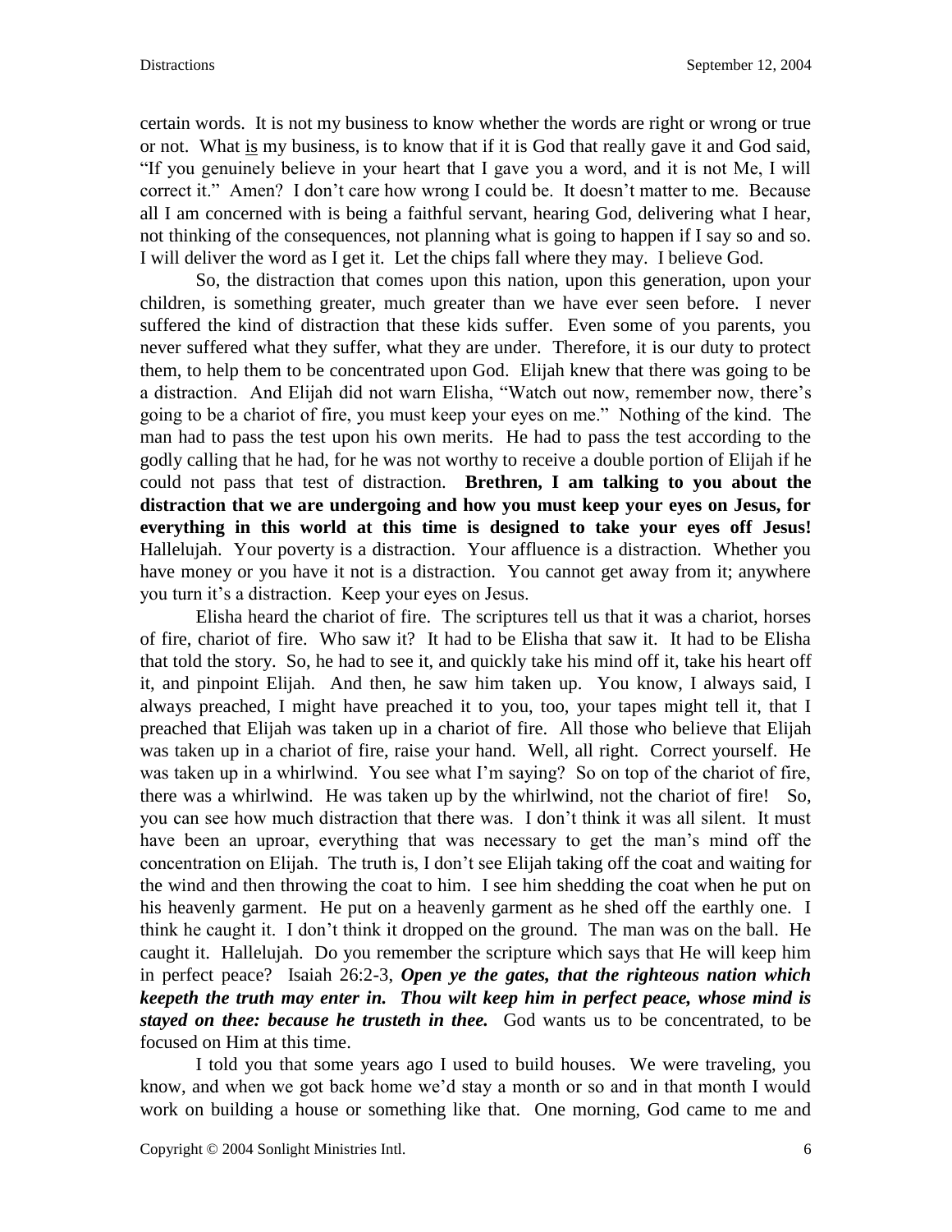certain words. It is not my business to know whether the words are right or wrong or true or not. What is my business, is to know that if it is God that really gave it and God said, "If you genuinely believe in your heart that I gave you a word, and it is not Me, I will correct it." Amen? I don't care how wrong I could be. It doesn't matter to me. Because all I am concerned with is being a faithful servant, hearing God, delivering what I hear, not thinking of the consequences, not planning what is going to happen if I say so and so. I will deliver the word as I get it. Let the chips fall where they may. I believe God.

So, the distraction that comes upon this nation, upon this generation, upon your children, is something greater, much greater than we have ever seen before. I never suffered the kind of distraction that these kids suffer. Even some of you parents, you never suffered what they suffer, what they are under. Therefore, it is our duty to protect them, to help them to be concentrated upon God. Elijah knew that there was going to be a distraction. And Elijah did not warn Elisha, "Watch out now, remember now, there's going to be a chariot of fire, you must keep your eyes on me." Nothing of the kind. The man had to pass the test upon his own merits. He had to pass the test according to the godly calling that he had, for he was not worthy to receive a double portion of Elijah if he could not pass that test of distraction. **Brethren, I am talking to you about the distraction that we are undergoing and how you must keep your eyes on Jesus, for everything in this world at this time is designed to take your eyes off Jesus!** Hallelujah. Your poverty is a distraction. Your affluence is a distraction. Whether you have money or you have it not is a distraction. You cannot get away from it; anywhere you turn it's a distraction. Keep your eyes on Jesus.

Elisha heard the chariot of fire. The scriptures tell us that it was a chariot, horses of fire, chariot of fire. Who saw it? It had to be Elisha that saw it. It had to be Elisha that told the story. So, he had to see it, and quickly take his mind off it, take his heart off it, and pinpoint Elijah. And then, he saw him taken up. You know, I always said, I always preached, I might have preached it to you, too, your tapes might tell it, that I preached that Elijah was taken up in a chariot of fire. All those who believe that Elijah was taken up in a chariot of fire, raise your hand. Well, all right. Correct yourself. He was taken up in a whirlwind. You see what I'm saying? So on top of the chariot of fire, there was a whirlwind. He was taken up by the whirlwind, not the chariot of fire! So, you can see how much distraction that there was. I don't think it was all silent. It must have been an uproar, everything that was necessary to get the man's mind off the concentration on Elijah. The truth is, I don't see Elijah taking off the coat and waiting for the wind and then throwing the coat to him. I see him shedding the coat when he put on his heavenly garment. He put on a heavenly garment as he shed off the earthly one. I think he caught it. I don't think it dropped on the ground. The man was on the ball. He caught it. Hallelujah. Do you remember the scripture which says that He will keep him in perfect peace? Isaiah 26:2-3, ***Open ye the gates, that the righteous nation which keepeth the truth may enter in. Thou wilt keep him in perfect peace, whose mind is stayed on thee: because he trusteth in thee.*** God wants us to be concentrated, to be focused on Him at this time.

I told you that some years ago I used to build houses. We were traveling, you know, and when we got back home we'd stay a month or so and in that month I would work on building a house or something like that. One morning, God came to me and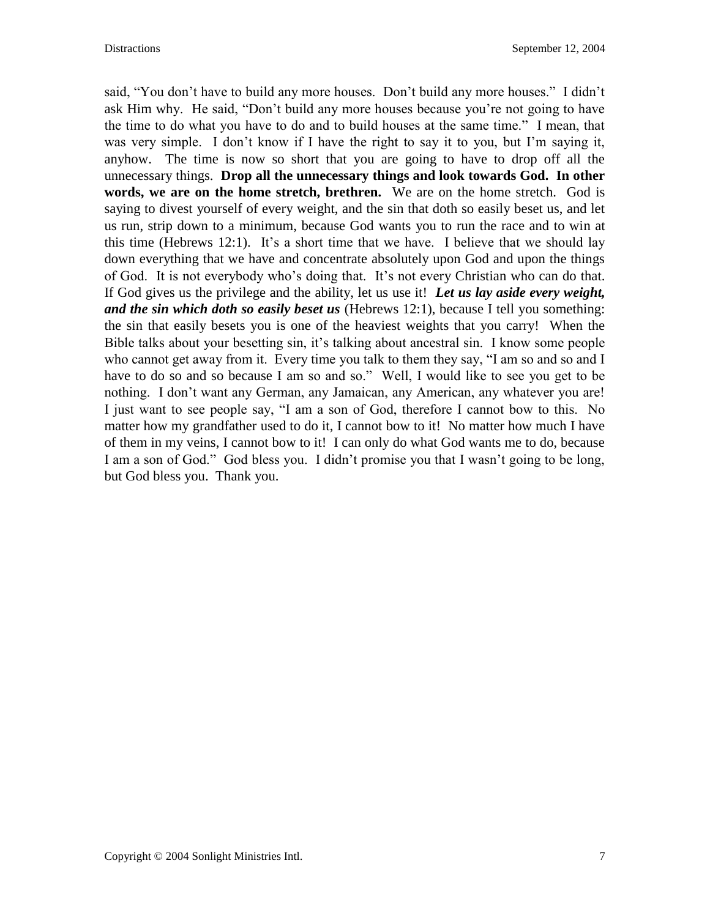said, "You don't have to build any more houses. Don't build any more houses." I didn't ask Him why. He said, "Don't build any more houses because you're not going to have the time to do what you have to do and to build houses at the same time." I mean, that was very simple. I don't know if I have the right to say it to you, but I'm saying it, anyhow. The time is now so short that you are going to have to drop off all the unnecessary things. **Drop all the unnecessary things and look towards God. In other words, we are on the home stretch, brethren.** We are on the home stretch. God is saying to divest yourself of every weight, and the sin that doth so easily beset us, and let us run, strip down to a minimum, because God wants you to run the race and to win at this time (Hebrews 12:1). It's a short time that we have. I believe that we should lay down everything that we have and concentrate absolutely upon God and upon the things of God. It is not everybody who's doing that. It's not every Christian who can do that. If God gives us the privilege and the ability, let us use it! ***Let us lay aside every weight, and the sin which doth so easily beset us*** (Hebrews 12:1), because I tell you something: the sin that easily besets you is one of the heaviest weights that you carry! When the Bible talks about your besetting sin, it's talking about ancestral sin. I know some people who cannot get away from it. Every time you talk to them they say, "I am so and so and I have to do so and so because I am so and so." Well, I would like to see you get to be nothing. I don't want any German, any Jamaican, any American, any whatever you are! I just want to see people say, "I am a son of God, therefore I cannot bow to this. No matter how my grandfather used to do it, I cannot bow to it! No matter how much I have of them in my veins, I cannot bow to it! I can only do what God wants me to do, because I am a son of God." God bless you. I didn't promise you that I wasn't going to be long, but God bless you. Thank you.